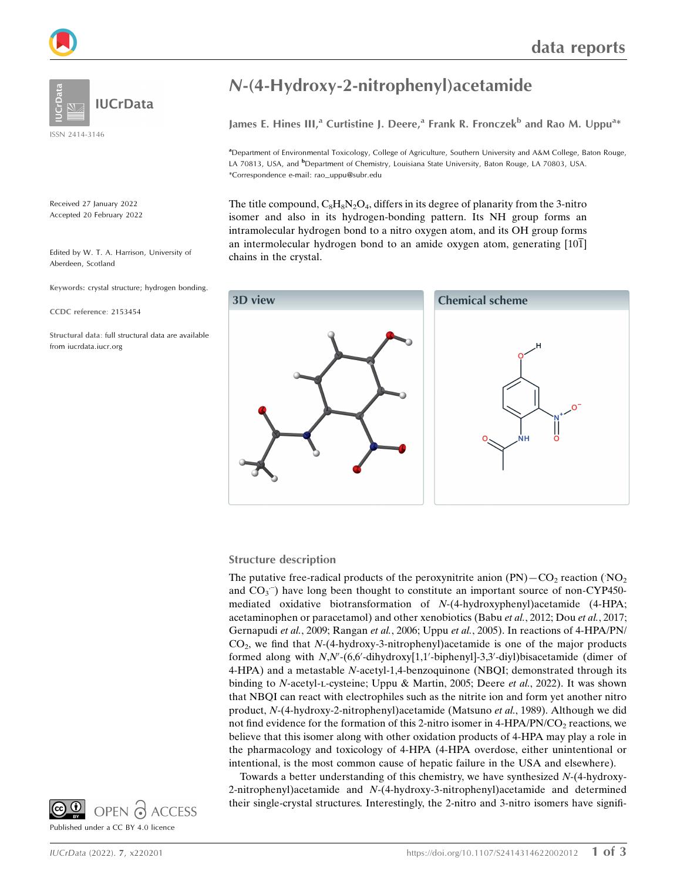# N-(4-Hydroxy-2-nitrophenyl)acetamide

James E. Hines III,[a] Curtistine J. Deere,[a] Frank R. Fronczek[b] and Rao M. Uppu[a]*

[a]Department of Environmental Toxicology, College of Agriculture, Southern University and A&M College, Baton Rouge, LA 70813, USA, and [b]Department of Chemistry, Louisiana State University, Baton Rouge, LA 70803, USA. *Correspondence e-mail: rao_uppu@subr.edu

ISSN 2414-3146

Received 27 January 2022
Accepted 20 February 2022

Edited by W. T. A. Harrison, University of Aberdeen, Scotland

**Keywords:** crystal structure; hydrogen bonding.

**CCDC reference**: 2153454

**Structural data**: full structural data are available from iucrdata.iucr.org

Published under a CC BY 4.0 licence

The title compound, $C_8H_8N_2O_4$, differs in its degree of planarity from the 3-nitro isomer and also in its hydrogen-bonding pattern. Its NH group forms an intramolecular hydrogen bond to a nitro oxygen atom, and its OH group forms an intermolecular hydrogen bond to an amide oxygen atom, generating [10$\overline{1}$] chains in the crystal.

**3D view**

**Chemical scheme**

## Structure description

The putative free-radical products of the peroxynitrite anion (PN)—$CO_2$ reaction ($^{\cdot}NO_2$ and $CO_3^{\cdot-}$) have long been thought to constitute an important source of non-CYP450-mediated oxidative biotransformation of *N*-(4-hydroxyphenyl)acetamide (4-HPA; acetaminophen or paracetamol) and other xenobiotics (Babu *et al.*, 2012; Dou *et al.*, 2017; Gernapudi *et al.*, 2009; Rangan *et al.*, 2006; Uppu *et al.*, 2005). In reactions of 4-HPA/PN/$CO_2$, we find that *N*-(4-hydroxy-3-nitrophenyl)acetamide is one of the major products formed along with *N*,*N*′-(6,6′-dihydroxy[1,1′-biphenyl]-3,3′-diyl)bisacetamide (dimer of 4-HPA) and a metastable *N*-acetyl-1,4-benzoquinone (NBQI; demonstrated through its binding to *N*-acetyl-L-cysteine; Uppu & Martin, 2005; Deere *et al.*, 2022). It was shown that NBQI can react with electrophiles such as the nitrite ion and form yet another nitro product, *N*-(4-hydroxy-2-nitrophenyl)acetamide (Matsuno *et al.*, 1989). Although we did not find evidence for the formation of this 2-nitro isomer in 4-HPA/PN/$CO_2$ reactions, we believe that this isomer along with other oxidation products of 4-HPA may play a role in the pharmacology and toxicology of 4-HPA (4-HPA overdose, either unintentional or intentional, is the most common cause of hepatic failure in the USA and elsewhere).

Towards a better understanding of this chemistry, we have synthesized *N*-(4-hydroxy-2-nitrophenyl)acetamide and *N*-(4-hydroxy-3-nitrophenyl)acetamide and determined their single-crystal structures. Interestingly, the 2-nitro and 3-nitro isomers have signifi-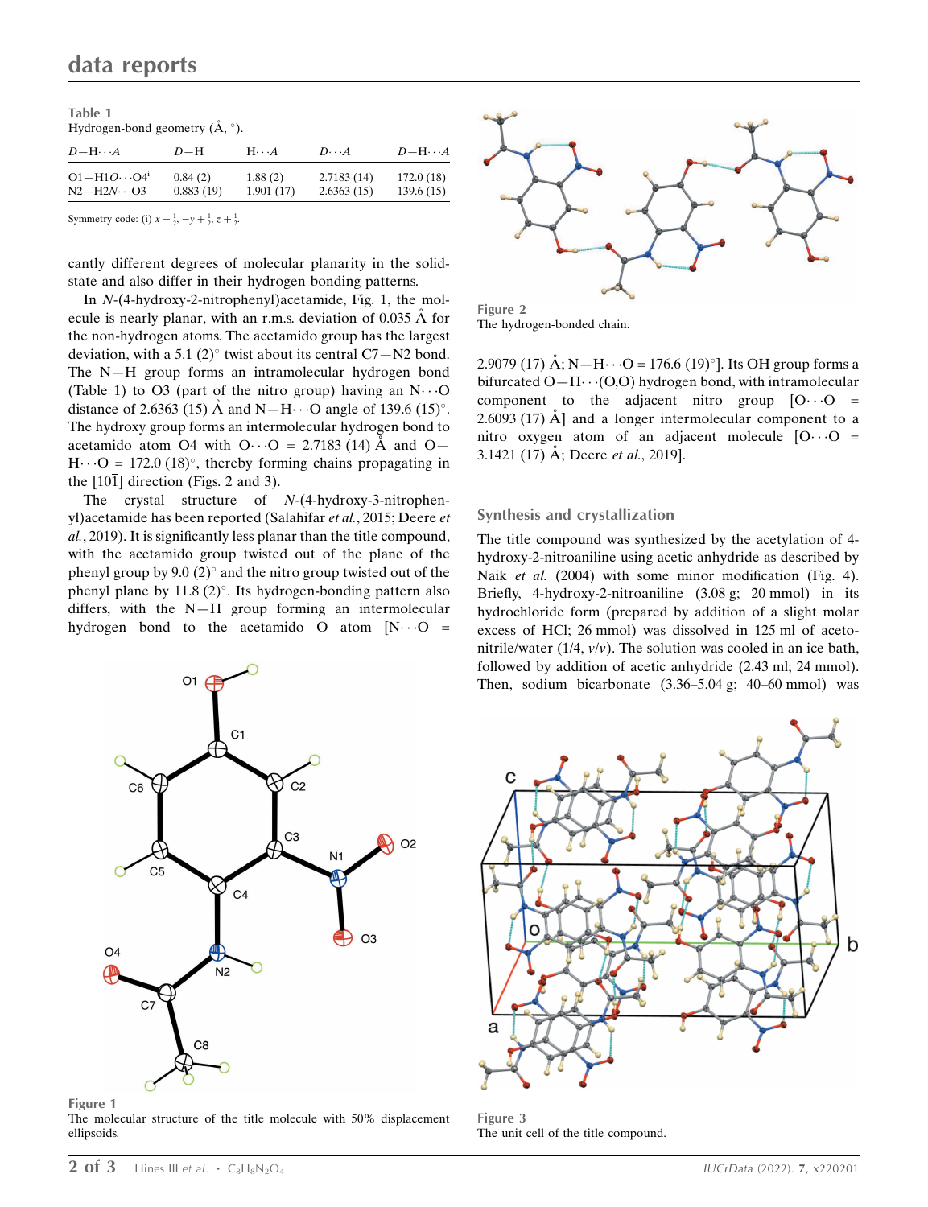Table 1
Hydrogen-bond geometry (Å, °).

| $D$—H···$A$ | $D$—H | H···$A$ | $D$···$A$ | $D$—H···$A$ |
|---|---|---|---|---|
| O1—H1O···O4[i] | 0.84 (2) | 1.88 (2) | 2.7183 (14) | 172.0 (18) |
| N2—H2N···O3 | 0.883 (19) | 1.901 (17) | 2.6363 (15) | 139.6 (15) |

Symmetry code: (i) $x-\frac{1}{2}, -y+\frac{1}{2}, z+\frac{1}{2}$.

cantly different degrees of molecular planarity in the solid-state and also differ in their hydrogen bonding patterns.

In *N*-(4-hydroxy-2-nitrophenyl)acetamide, Fig. 1, the molecule is nearly planar, with an r.m.s. deviation of 0.035 Å for the non-hydrogen atoms. The acetamido group has the largest deviation, with a 5.1 (2)° twist about its central C7—N2 bond. The N—H group forms an intramolecular hydrogen bond (Table 1) to O3 (part of the nitro group) having an N···O distance of 2.6363 (15) Å and N—H···O angle of 139.6 (15)°. The hydroxy group forms an intermolecular hydrogen bond to acetamido atom O4 with O···O = 2.7183 (14) Å and O—H···O = 172.0 (18)°, thereby forming chains propagating in the [10$\overline{1}$] direction (Figs. 2 and 3).

The crystal structure of *N*-(4-hydroxy-3-nitrophenyl)acetamide has been reported (Salahifar *et al.*, 2015; Deere *et al.*, 2019). It is significantly less planar than the title compound, with the acetamido group twisted out of the plane of the phenyl group by 9.0 (2)° and the nitro group twisted out of the phenyl plane by 11.8 (2)°. Its hydrogen-bonding pattern also differs, with the N—H group forming an intermolecular hydrogen bond to the acetamido O atom [N···O = 2.9079 (17) Å; N—H···O = 176.6 (19)°]. Its OH group forms a bifurcated O—H···(O,O) hydrogen bond, with intramolecular component to the adjacent nitro group [O···O = 2.6093 (17) Å] and a longer intermolecular component to a nitro oxygen atom of an adjacent molecule [O···O = 3.1421 (17) Å; Deere *et al.*, 2019].

Figure 1
The molecular structure of the title molecule with 50% displacement ellipsoids.

Figure 2
The hydrogen-bonded chain.

## Synthesis and crystallization

The title compound was synthesized by the acetylation of 4-hydroxy-2-nitroaniline using acetic anhydride as described by Naik *et al.* (2004) with some minor modification (Fig. 4). Briefly, 4-hydroxy-2-nitroaniline (3.08 g; 20 mmol) in its hydrochloride form (prepared by addition of a slight molar excess of HCl; 26 mmol) was dissolved in 125 ml of acetonitrile/water (1/4, *v*/*v*). The solution was cooled in an ice bath, followed by addition of acetic anhydride (2.43 ml; 24 mmol). Then, sodium bicarbonate (3.36–5.04 g; 40–60 mmol) was

Figure 3
The unit cell of the title compound.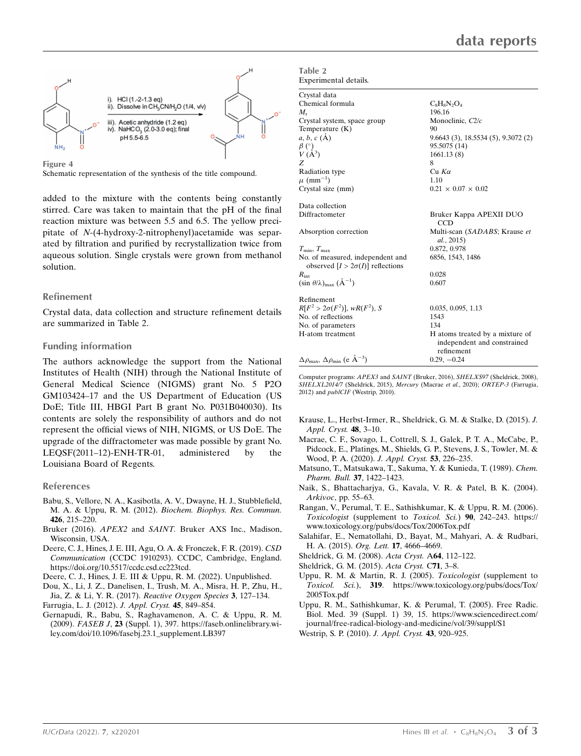Figure 4

Schematic representation of the synthesis of the title compound.

added to the mixture with the contents being constantly stirred. Care was taken to maintain that the pH of the final reaction mixture was between 5.5 and 6.5. The yellow precipitate of *N*-(4-hydroxy-2-nitrophenyl)acetamide was separated by filtration and purified by recrystallization twice from aqueous solution. Single crystals were grown from methanol solution.

## Refinement

Crystal data, data collection and structure refinement details are summarized in Table 2.

## Funding information

The authors acknowledge the support from the National Institutes of Health (NIH) through the National Institute of General Medical Science (NIGMS) grant No. 5 P2O GM103424–17 and the US Department of Education (US DoE; Title III, HBGI Part B grant No. P031B040030). Its contents are solely the responsibility of authors and do not represent the official views of NIH, NIGMS, or US DoE. The upgrade of the diffractometer was made possible by grant No. LEQSF(2011–12)-ENH-TR-01, administered by the Louisiana Board of Regents.

**Table 2**
Experimental details.

| | |
|---|---|
| Crystal data | |
| Chemical formula | $C_8H_8N_2O_4$ |
| $M_r$ | 196.16 |
| Crystal system, space group | Monoclinic, $C2/c$ |
| Temperature (K) | 90 |
| $a$, $b$, $c$ (Å) | 9.6643 (3), 18.5534 (5), 9.3072 (2) |
| $\beta$ (°) | 95.5075 (14) |
| $V$ (Å$^3$) | 1661.13 (8) |
| $Z$ | 8 |
| Radiation type | Cu $K\alpha$ |
| $\mu$ (mm$^{-1}$) | 1.10 |
| Crystal size (mm) | 0.21 × 0.07 × 0.02 |
| Data collection | |
| Diffractometer | Bruker Kappa APEXII DUO CCD |
| Absorption correction | Multi-scan (*SADABS*; Krause *et al.*, 2015) |
| $T_{min}$, $T_{max}$ | 0.872, 0.978 |
| No. of measured, independent and observed [$I > 2\sigma(I)$] reflections | 6856, 1543, 1486 |
| $R_{int}$ | 0.028 |
| $(\sin \theta/\lambda)_{max}$ (Å$^{-1}$) | 0.607 |
| Refinement | |
| $R[F^2 > 2\sigma(F^2)]$, $wR(F^2)$, $S$ | 0.035, 0.095, 1.13 |
| No. of reflections | 1543 |
| No. of parameters | 134 |
| H-atom treatment | H atoms treated by a mixture of independent and constrained refinement |
| $\Delta\rho_{max}$, $\Delta\rho_{min}$ (e Å$^{-3}$) | 0.29, −0.24 |

Computer programs: *APEX3* and *SAINT* (Bruker, 2016), *SHELXS97* (Sheldrick, 2008), *SHELXL2014/7* (Sheldrick, 2015), *Mercury* (Macrae *et al.*, 2020); *ORTEP-3* (Farrugia, 2012) and *publCIF* (Westrip, 2010).

## References

Babu, S., Vellore, N. A., Kasibotla, A. V., Dwayne, H. J., Stubblefield, M. A. & Uppu, R. M. (2012). *Biochem. Biophys. Res. Commun.* **426**, 215–220.

Bruker (2016). *APEX2* and *SAINT*. Bruker AXS Inc., Madison, Wisconsin, USA.

Deere, C. J., Hines, J. E. III, Agu, O. A. & Fronczek, F. R. (2019). *CSD Communication* (CCDC 1910293). CCDC, Cambridge, England. https://doi.org/10.5517/ccdc.csd.cc223tcd.

Deere, C. J., Hines, J. E. III & Uppu, R. M. (2022). Unpublished.

Dou, X., Li, J. Z., Danelisen, I., Trush, M. A., Misra, H. P., Zhu, H., Jia, Z. & Li, Y. R. (2017). *Reactive Oxygen Species* **3**, 127–134.

Farrugia, L. J. (2012). *J. Appl. Cryst.* **45**, 849–854.

Gernapudi, R., Babu, S., Raghavamenon, A. C. & Uppu, R. M. (2009). *FASEB J*, **23** (Suppl. 1), 397. https://faseb.onlinelibrary.wiley.com/doi/10.1096/fasebj.23.1_supplement.LB397

Krause, L., Herbst-Irmer, R., Sheldrick, G. M. & Stalke, D. (2015). *J. Appl. Cryst.* **48**, 3–10.

Macrae, C. F., Sovago, I., Cottrell, S. J., Galek, P. T. A., McCabe, P., Pidcock, E., Platings, M., Shields, G. P., Stevens, J. S., Towler, M. & Wood, P. A. (2020). *J. Appl. Cryst.* **53**, 226–235.

Matsuno, T., Matsukawa, T., Sakuma, Y. & Kunieda, T. (1989). *Chem. Pharm. Bull.* **37**, 1422–1423.

Naik, S., Bhattacharjya, G., Kavala, V. R. & Patel, B. K. (2004). *Arkivoc*, pp. 55–63.

Rangan, V., Perumal, T. E., Sathishkumar, K. & Uppu, R. M. (2006). *Toxicologist* (supplement to *Toxicol. Sci.*) **90**, 242–243. https://www.toxicology.org/pubs/docs/Tox/2006Tox.pdf

Salahifar, E., Nematollahi, D., Bayat, M., Mahyari, A. & Rudbari, H. A. (2015). *Org. Lett.* **17**, 4666–4669.

Sheldrick, G. M. (2008). *Acta Cryst.* A**64**, 112–122.

Sheldrick, G. M. (2015). *Acta Cryst.* C**71**, 3–8.

Uppu, R. M. & Martin, R. J. (2005). *Toxicologist* (supplement to *Toxicol. Sci.*), **319**. https://www.toxicology.org/pubs/docs/Tox/2005Tox.pdf

Uppu, R. M., Sathishkumar, K. & Perumal, T. (2005). Free Radic. Biol. Med. 39 (Suppl. 1) 39, 15. https://www.sciencedirect.com/journal/free-radical-biology-and-medicine/vol/39/suppl/S1

Westrip, S. P. (2010). *J. Appl. Cryst.* **43**, 920–925.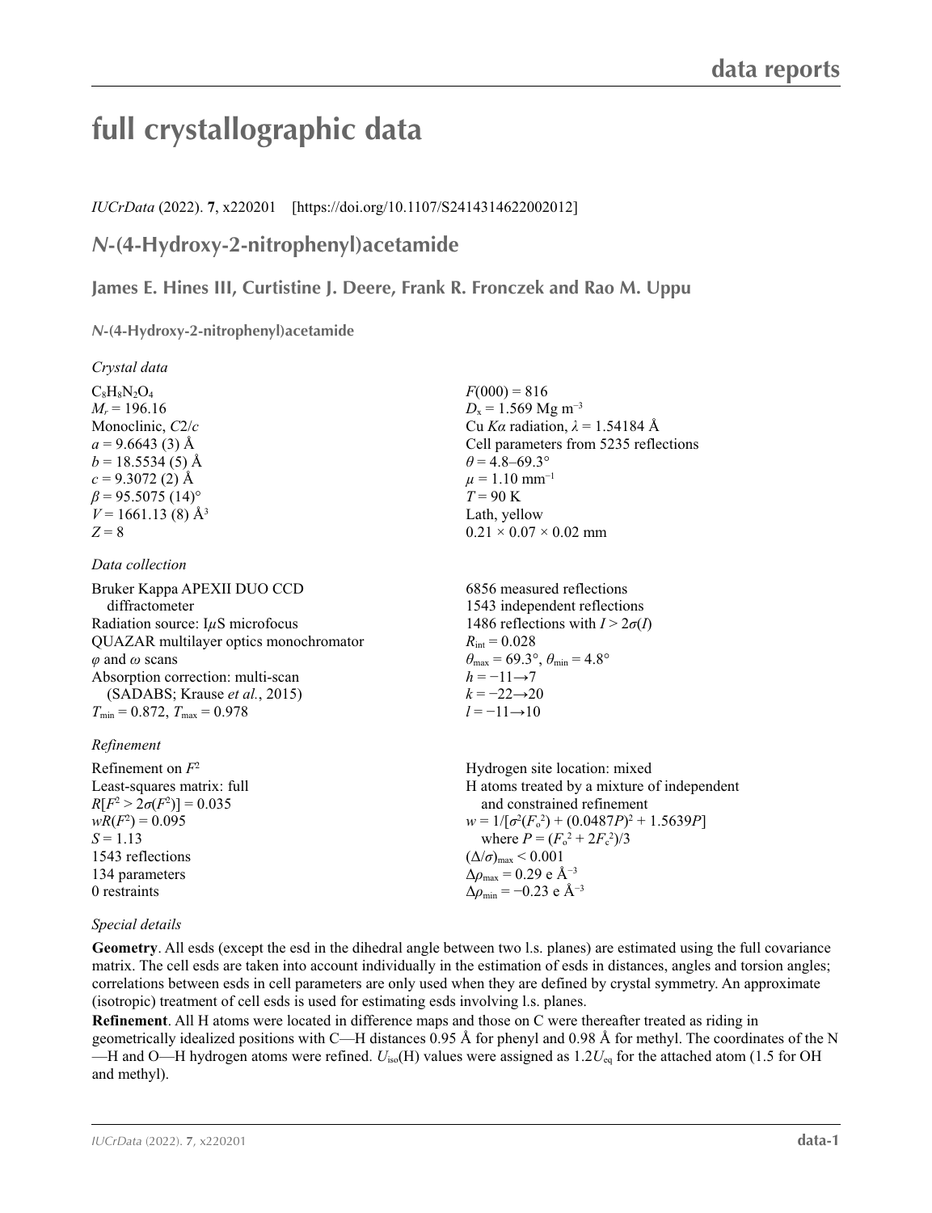# full crystallographic data

*IUCrData* (2022). **7**, x220201 [https://doi.org/10.1107/S2414314622002012]

## *N*-(4-Hydroxy-2-nitrophenyl)acetamide

**James E. Hines III, Curtistine J. Deere, Frank R. Fronczek and Rao M. Uppu**

### *N*-(4-Hydroxy-2-nitrophenyl)acetamide

#### *Crystal data*

$C_8H_8N_2O_4$
$M_r = 196.16$
Monoclinic, $C2/c$
$a = 9.6643$ (3) Å
$b = 18.5534$ (5) Å
$c = 9.3072$ (2) Å
$\beta = 95.5075$ (14)°
$V = 1661.13$ (8) Å$^3$
$Z = 8$
$F(000) = 816$
$D_x = 1.569$ Mg m$^{-3}$
Cu $K\alpha$ radiation, $\lambda = 1.54184$ Å
Cell parameters from 5235 reflections
$\theta = 4.8$–69.3°
$\mu = 1.10$ mm$^{-1}$
$T = 90$ K
Lath, yellow
0.21 × 0.07 × 0.02 mm

#### *Data collection*

Bruker Kappa APEXII DUO CCD diffractometer
Radiation source: IµS microfocus
QUAZAR multilayer optics monochromator
$\varphi$ and $\omega$ scans
Absorption correction: multi-scan (SADABS; Krause *et al.*, 2015)
$T_{min} = 0.872$, $T_{max} = 0.978$
6856 measured reflections
1543 independent reflections
1486 reflections with $I > 2\sigma(I)$
$R_{int} = 0.028$
$\theta_{max} = 69.3°$, $\theta_{min} = 4.8°$
$h = -11 \rightarrow 7$
$k = -22 \rightarrow 20$
$l = -11 \rightarrow 10$

#### *Refinement*

Refinement on $F^2$
Least-squares matrix: full
$R[F^2 > 2\sigma(F^2)] = 0.035$
$wR(F^2) = 0.095$
$S = 1.13$
1543 reflections
134 parameters
0 restraints
Hydrogen site location: mixed
H atoms treated by a mixture of independent and constrained refinement
$w = 1/[\sigma^2(F_o^2) + (0.0487P)^2 + 1.5639P]$ where $P = (F_o^2 + 2F_c^2)/3$
$(\Delta/\sigma)_{max} < 0.001$
$\Delta\rho_{max} = 0.29$ e Å$^{-3}$
$\Delta\rho_{min} = -0.23$ e Å$^{-3}$

#### *Special details*

**Geometry**. All esds (except the esd in the dihedral angle between two l.s. planes) are estimated using the full covariance matrix. The cell esds are taken into account individually in the estimation of esds in distances, angles and torsion angles; correlations between esds in cell parameters are only used when they are defined by crystal symmetry. An approximate (isotropic) treatment of cell esds is used for estimating esds involving l.s. planes.

**Refinement**. All H atoms were located in difference maps and those on C were thereafter treated as riding in geometrically idealized positions with C—H distances 0.95 Å for phenyl and 0.98 Å for methyl. The coordinates of the N—H and O—H hydrogen atoms were refined. $U_{iso}$(H) values were assigned as $1.2U_{eq}$ for the attached atom (1.5 for OH and methyl).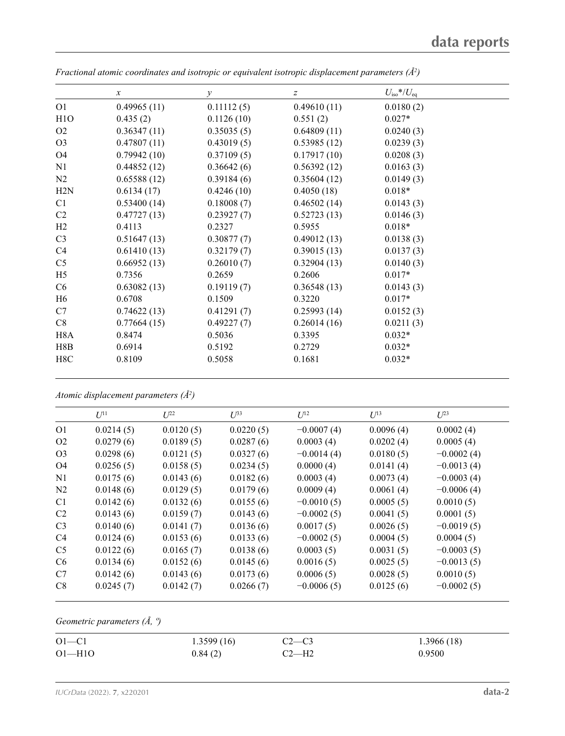*Fractional atomic coordinates and isotropic or equivalent isotropic displacement parameters (Å²)*

| | $x$ | $y$ | $z$ | $U_{iso}$*/$U_{eq}$ |
|---|---|---|---|---|
| O1 | 0.49965 (11) | 0.11112 (5) | 0.49610 (11) | 0.0180 (2) |
| H1O | 0.435 (2) | 0.1126 (10) | 0.551 (2) | 0.027* |
| O2 | 0.36347 (11) | 0.35035 (5) | 0.64809 (11) | 0.0240 (3) |
| O3 | 0.47807 (11) | 0.43019 (5) | 0.53985 (12) | 0.0239 (3) |
| O4 | 0.79942 (10) | 0.37109 (5) | 0.17917 (10) | 0.0208 (3) |
| N1 | 0.44852 (12) | 0.36642 (6) | 0.56392 (12) | 0.0163 (3) |
| N2 | 0.65588 (12) | 0.39184 (6) | 0.35604 (12) | 0.0149 (3) |
| H2N | 0.6134 (17) | 0.4246 (10) | 0.4050 (18) | 0.018* |
| C1 | 0.53400 (14) | 0.18008 (7) | 0.46502 (14) | 0.0143 (3) |
| C2 | 0.47727 (13) | 0.23927 (7) | 0.52723 (13) | 0.0146 (3) |
| H2 | 0.4113 | 0.2327 | 0.5955 | 0.018* |
| C3 | 0.51647 (13) | 0.30877 (7) | 0.49012 (13) | 0.0138 (3) |
| C4 | 0.61410 (13) | 0.32179 (7) | 0.39015 (13) | 0.0137 (3) |
| C5 | 0.66952 (13) | 0.26010 (7) | 0.32904 (13) | 0.0140 (3) |
| H5 | 0.7356 | 0.2659 | 0.2606 | 0.017* |
| C6 | 0.63082 (13) | 0.19119 (7) | 0.36548 (13) | 0.0143 (3) |
| H6 | 0.6708 | 0.1509 | 0.3220 | 0.017* |
| C7 | 0.74622 (13) | 0.41291 (7) | 0.25993 (14) | 0.0152 (3) |
| C8 | 0.77664 (15) | 0.49227 (7) | 0.26014 (16) | 0.0211 (3) |
| H8A | 0.8474 | 0.5036 | 0.3395 | 0.032* |
| H8B | 0.6914 | 0.5192 | 0.2729 | 0.032* |
| H8C | 0.8109 | 0.5058 | 0.1681 | 0.032* |

*Atomic displacement parameters (Å²)*

| | $U^{11}$ | $U^{22}$ | $U^{33}$ | $U^{12}$ | $U^{13}$ | $U^{23}$ |
|---|---|---|---|---|---|---|
| O1 | 0.0214 (5) | 0.0120 (5) | 0.0220 (5) | −0.0007 (4) | 0.0096 (4) | 0.0002 (4) |
| O2 | 0.0279 (6) | 0.0189 (5) | 0.0287 (6) | 0.0003 (4) | 0.0202 (4) | 0.0005 (4) |
| O3 | 0.0298 (6) | 0.0121 (5) | 0.0327 (6) | −0.0014 (4) | 0.0180 (5) | −0.0002 (4) |
| O4 | 0.0256 (5) | 0.0158 (5) | 0.0234 (5) | 0.0000 (4) | 0.0141 (4) | −0.0013 (4) |
| N1 | 0.0175 (6) | 0.0143 (6) | 0.0182 (6) | 0.0003 (4) | 0.0073 (4) | −0.0003 (4) |
| N2 | 0.0148 (6) | 0.0129 (5) | 0.0179 (6) | 0.0009 (4) | 0.0061 (4) | −0.0006 (4) |
| C1 | 0.0142 (6) | 0.0132 (6) | 0.0155 (6) | −0.0010 (5) | 0.0005 (5) | 0.0010 (5) |
| C2 | 0.0143 (6) | 0.0159 (7) | 0.0143 (6) | −0.0002 (5) | 0.0041 (5) | 0.0001 (5) |
| C3 | 0.0140 (6) | 0.0141 (7) | 0.0136 (6) | 0.0017 (5) | 0.0026 (5) | −0.0019 (5) |
| C4 | 0.0124 (6) | 0.0153 (6) | 0.0133 (6) | −0.0002 (5) | 0.0004 (5) | 0.0004 (5) |
| C5 | 0.0122 (6) | 0.0165 (7) | 0.0138 (6) | 0.0003 (5) | 0.0031 (5) | −0.0003 (5) |
| C6 | 0.0134 (6) | 0.0152 (6) | 0.0145 (6) | 0.0016 (5) | 0.0025 (5) | −0.0013 (5) |
| C7 | 0.0142 (6) | 0.0143 (6) | 0.0173 (6) | 0.0006 (5) | 0.0028 (5) | 0.0010 (5) |
| C8 | 0.0245 (7) | 0.0142 (7) | 0.0266 (7) | −0.0006 (5) | 0.0125 (6) | −0.0002 (5) |

*Geometric parameters (Å, º)*

| | | | |
|---|---|---|---|
| O1—C1 | 1.3599 (16) | C2—C3 | 1.3966 (18) |
| O1—H1O | 0.84 (2) | C2—H2 | 0.9500 |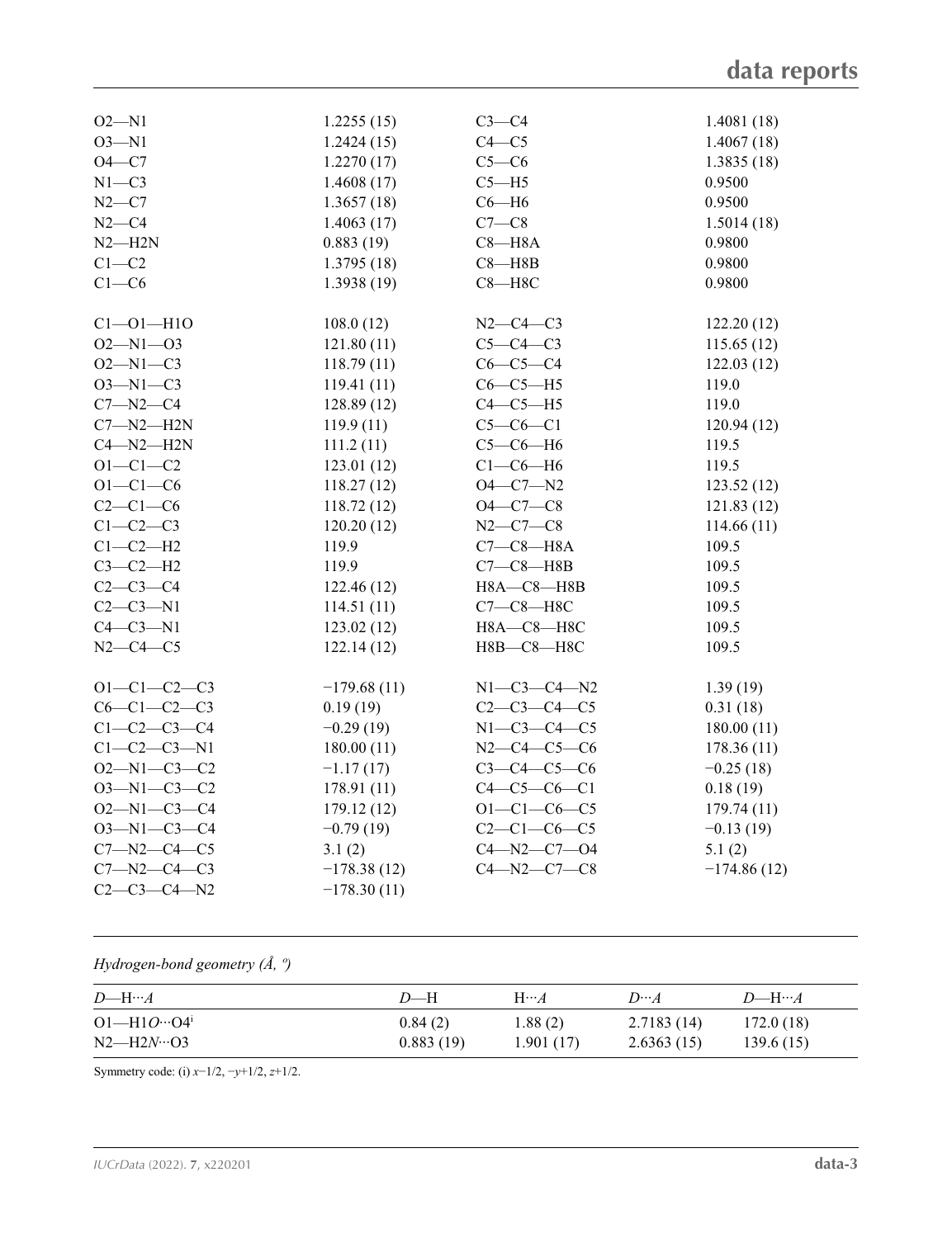| | | | |
|---|---|---|---|
| O2—N1 | 1.2255 (15) | C3—C4 | 1.4081 (18) |
| O3—N1 | 1.2424 (15) | C4—C5 | 1.4067 (18) |
| O4—C7 | 1.2270 (17) | C5—C6 | 1.3835 (18) |
| N1—C3 | 1.4608 (17) | C5—H5 | 0.9500 |
| N2—C7 | 1.3657 (18) | C6—H6 | 0.9500 |
| N2—C4 | 1.4063 (17) | C7—C8 | 1.5014 (18) |
| N2—H2N | 0.883 (19) | C8—H8A | 0.9800 |
| C1—C2 | 1.3795 (18) | C8—H8B | 0.9800 |
| C1—C6 | 1.3938 (19) | C8—H8C | 0.9800 |
| | | | |
| C1—O1—H1O | 108.0 (12) | N2—C4—C3 | 122.20 (12) |
| O2—N1—O3 | 121.80 (11) | C5—C4—C3 | 115.65 (12) |
| O2—N1—C3 | 118.79 (11) | C6—C5—C4 | 122.03 (12) |
| O3—N1—C3 | 119.41 (11) | C6—C5—H5 | 119.0 |
| C7—N2—C4 | 128.89 (12) | C4—C5—H5 | 119.0 |
| C7—N2—H2N | 119.9 (11) | C5—C6—C1 | 120.94 (12) |
| C4—N2—H2N | 111.2 (11) | C5—C6—H6 | 119.5 |
| O1—C1—C2 | 123.01 (12) | C1—C6—H6 | 119.5 |
| O1—C1—C6 | 118.27 (12) | O4—C7—N2 | 123.52 (12) |
| C2—C1—C6 | 118.72 (12) | O4—C7—C8 | 121.83 (12) |
| C1—C2—C3 | 120.20 (12) | N2—C7—C8 | 114.66 (11) |
| C1—C2—H2 | 119.9 | C7—C8—H8A | 109.5 |
| C3—C2—H2 | 119.9 | C7—C8—H8B | 109.5 |
| C2—C3—C4 | 122.46 (12) | H8A—C8—H8B | 109.5 |
| C2—C3—N1 | 114.51 (11) | C7—C8—H8C | 109.5 |
| C4—C3—N1 | 123.02 (12) | H8A—C8—H8C | 109.5 |
| N2—C4—C5 | 122.14 (12) | H8B—C8—H8C | 109.5 |
| | | | |
| O1—C1—C2—C3 | −179.68 (11) | N1—C3—C4—N2 | 1.39 (19) |
| C6—C1—C2—C3 | 0.19 (19) | C2—C3—C4—C5 | 0.31 (18) |
| C1—C2—C3—C4 | −0.29 (19) | N1—C3—C4—C5 | 180.00 (11) |
| C1—C2—C3—N1 | 180.00 (11) | N2—C4—C5—C6 | 178.36 (11) |
| O2—N1—C3—C2 | −1.17 (17) | C3—C4—C5—C6 | −0.25 (18) |
| O3—N1—C3—C2 | 178.91 (11) | C4—C5—C6—C1 | 0.18 (19) |
| O2—N1—C3—C4 | 179.12 (12) | O1—C1—C6—C5 | 179.74 (11) |
| O3—N1—C3—C4 | −0.79 (19) | C2—C1—C6—C5 | −0.13 (19) |
| C7—N2—C4—C5 | 3.1 (2) | C4—N2—C7—O4 | 5.1 (2) |
| C7—N2—C4—C3 | −178.38 (12) | C4—N2—C7—C8 | −174.86 (12) |
| C2—C3—C4—N2 | −178.30 (11) | | |

*Hydrogen-bond geometry (Å, º)*

| *D*—H···*A* | *D*—H | H···*A* | *D*···*A* | *D*—H···*A* |
|---|---|---|---|---|
| O1—H1*O*···O4[i] | 0.84 (2) | 1.88 (2) | 2.7183 (14) | 172.0 (18) |
| N2—H2*N*···O3 | 0.883 (19) | 1.901 (17) | 2.6363 (15) | 139.6 (15) |

Symmetry code: (i) $x-1/2, -y+1/2, z+1/2$.